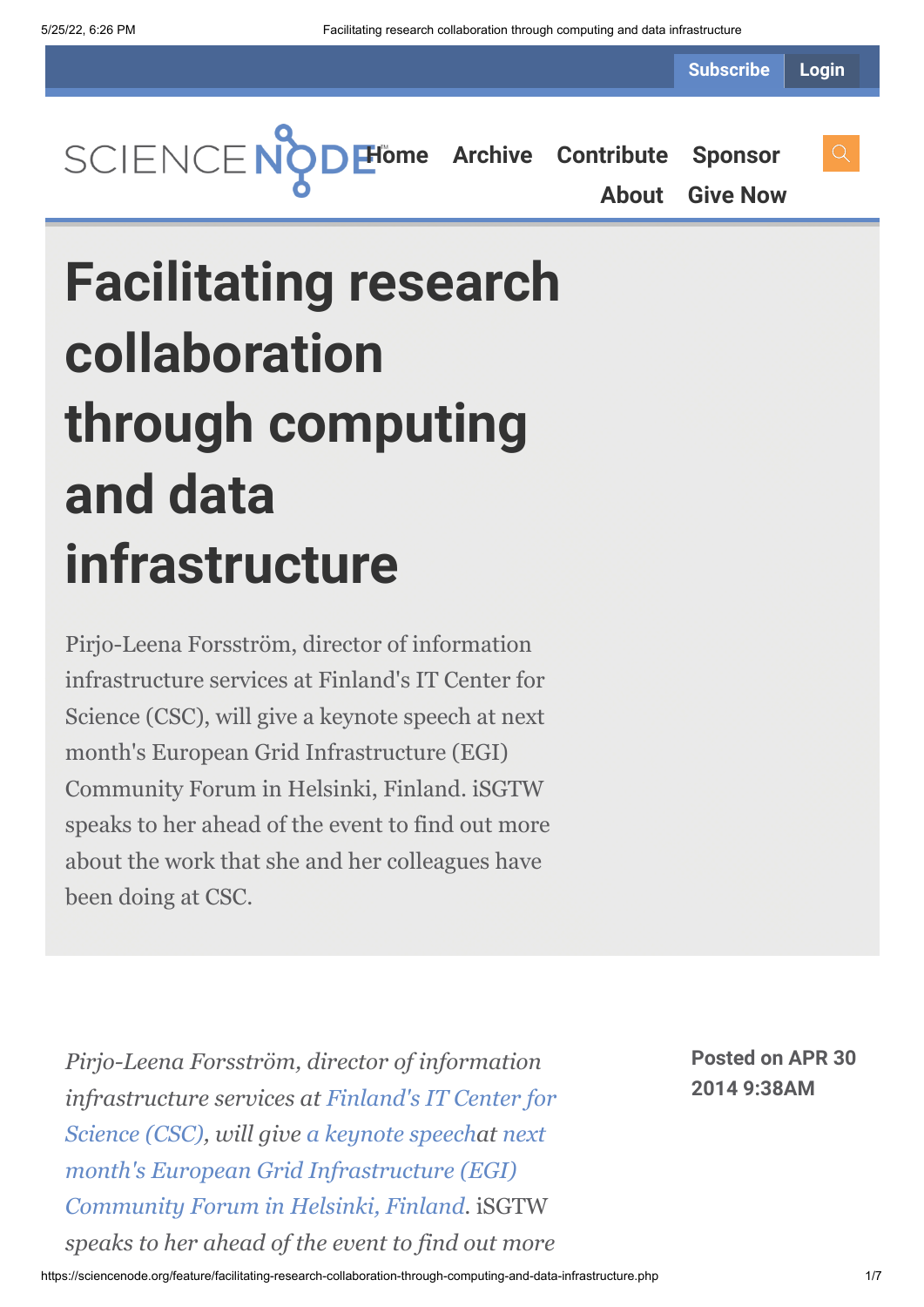Subscribe Login

SCIENCE NODE

Home Archive Contribute Sponsor About Give Now

# Facilitating research collaboration through computing and data infrastructure

Pirjo-Leena Forsström, director of information infrastructure services at Finland's IT Center for Science (CSC), will give a keynote speech at next month's European Grid Infrastructure (EGI) Community Forum in Helsinki, Finland. iSGTW speaks to her ahead of the event to find out more about the work that she and her colleagues have been doing at CSC.

**Posted on APR 30 2014 9:38AM**

*Pirjo-Leena Forsström, director of information infrastructure services at Finland's IT Center for Science (CSC), will give a keynote speechat next month's European Grid Infrastructure (EGI) Community Forum in Helsinki, Finland.* iSGTW *speaks to her ahead of the event to find out more*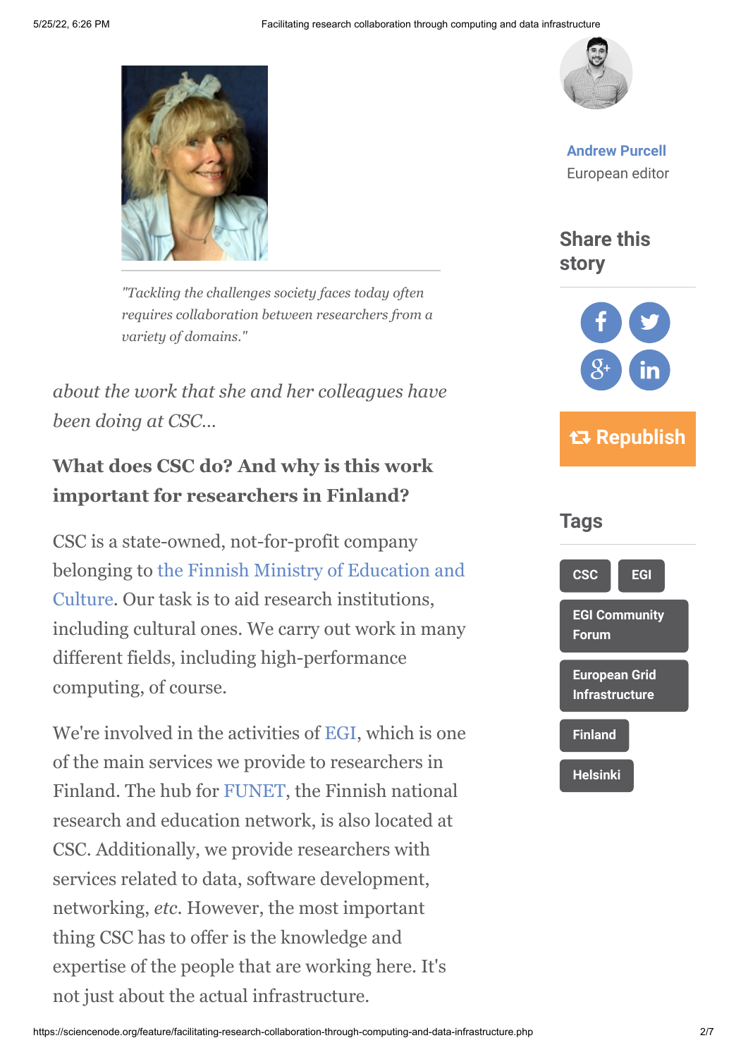*"Tackling the challenges society faces today often requires collaboration between researchers from a variety of domains."*

*about the work that she and her colleagues have been doing at CSC…*

**What does CSC do? And why is this work important for researchers in Finland?**

CSC is a state-owned, not-for-profit company belonging to the Finnish Ministry of Education and Culture. Our task is to aid research institutions, including cultural ones. We carry out work in many different fields, including high-performance computing, of course.

We're involved in the activities of EGI, which is one of the main services we provide to researchers in Finland. The hub for FUNET, the Finnish national research and education network, is also located at CSC. Additionally, we provide researchers with services related to data, software development, networking, *etc*. However, the most important thing CSC has to offer is the knowledge and expertise of the people that are working here. It's not just about the actual infrastructure.

**Andrew Purcell**
European editor

## Share this story

Republish

## Tags

CSC
EGI
EGI Community Forum
European Grid Infrastructure
Finland
Helsinki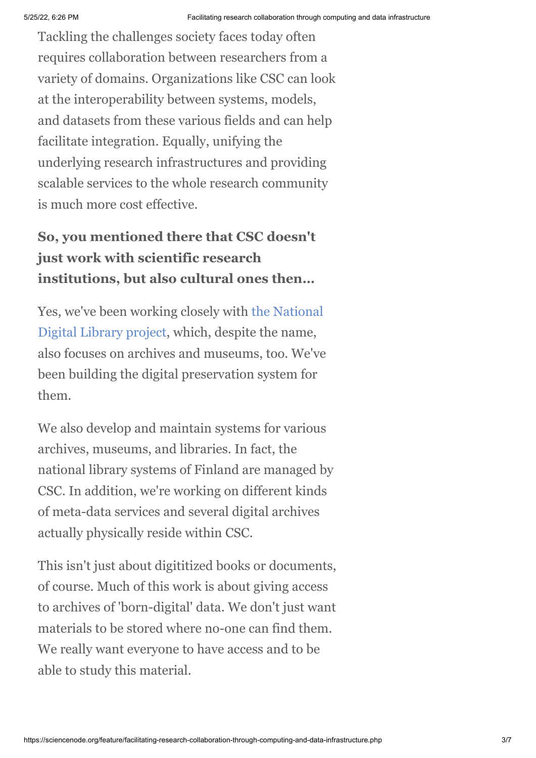Tackling the challenges society faces today often requires collaboration between researchers from a variety of domains. Organizations like CSC can look at the interoperability between systems, models, and datasets from these various fields and can help facilitate integration. Equally, unifying the underlying research infrastructures and providing scalable services to the whole research community is much more cost effective.

**So, you mentioned there that CSC doesn't just work with scientific research institutions, but also cultural ones then…**

Yes, we've been working closely with [the National Digital Library project](), which, despite the name, also focuses on archives and museums, too. We've been building the digital preservation system for them.

We also develop and maintain systems for various archives, museums, and libraries. In fact, the national library systems of Finland are managed by CSC. In addition, we're working on different kinds of meta-data services and several digital archives actually physically reside within CSC.

This isn't just about digititized books or documents, of course. Much of this work is about giving access to archives of 'born-digital' data. We don't just want materials to be stored where no-one can find them. We really want everyone to have access and to be able to study this material.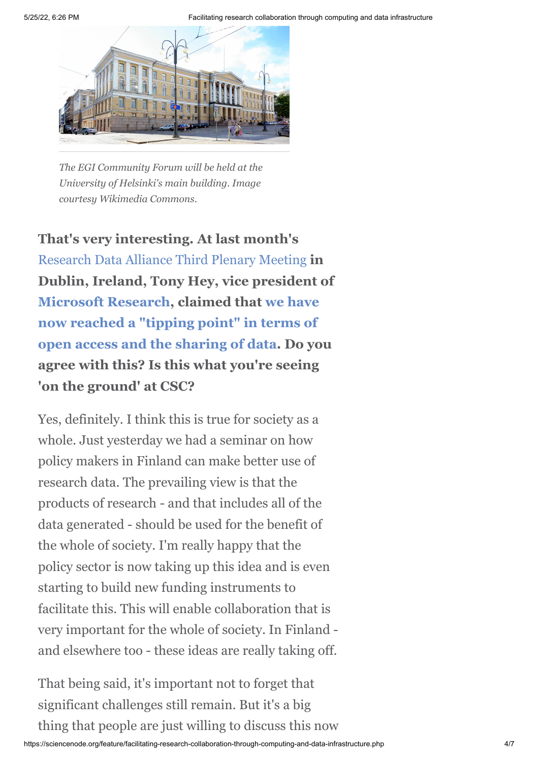*The EGI Community Forum will be held at the University of Helsinki's main building. Image courtesy Wikimedia Commons.*

**That's very interesting. At last month's Research Data Alliance Third Plenary Meeting in Dublin, Ireland, Tony Hey, vice president of Microsoft Research, claimed that we have now reached a "tipping point" in terms of open access and the sharing of data. Do you agree with this? Is this what you're seeing 'on the ground' at CSC?**

Yes, definitely. I think this is true for society as a whole. Just yesterday we had a seminar on how policy makers in Finland can make better use of research data. The prevailing view is that the products of research - and that includes all of the data generated - should be used for the benefit of the whole of society. I'm really happy that the policy sector is now taking up this idea and is even starting to build new funding instruments to facilitate this. This will enable collaboration that is very important for the whole of society. In Finland - and elsewhere too - these ideas are really taking off.

That being said, it's important not to forget that significant challenges still remain. But it's a big thing that people are just willing to discuss this now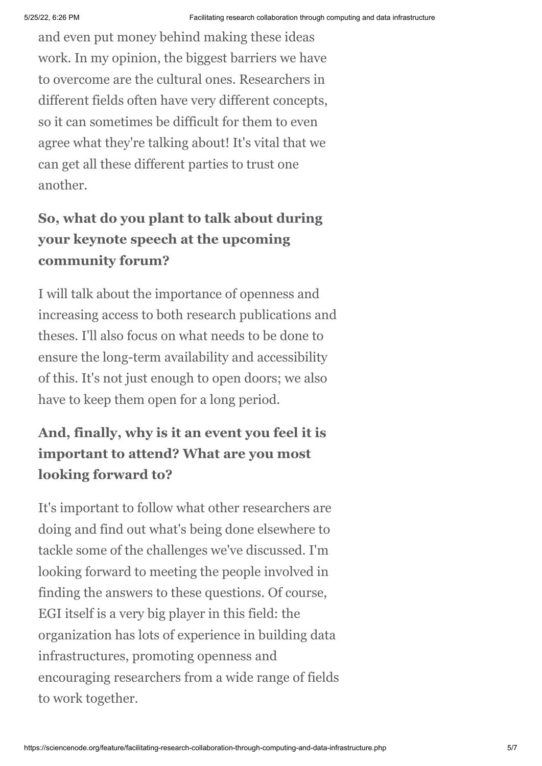and even put money behind making these ideas work. In my opinion, the biggest barriers we have to overcome are the cultural ones. Researchers in different fields often have very different concepts, so it can sometimes be difficult for them to even agree what they're talking about! It's vital that we can get all these different parties to trust one another.

**So, what do you plant to talk about during your keynote speech at the upcoming community forum?**

I will talk about the importance of openness and increasing access to both research publications and theses. I'll also focus on what needs to be done to ensure the long-term availability and accessibility of this. It's not just enough to open doors; we also have to keep them open for a long period.

**And, finally, why is it an event you feel it is important to attend? What are you most looking forward to?**

It's important to follow what other researchers are doing and find out what's being done elsewhere to tackle some of the challenges we've discussed. I'm looking forward to meeting the people involved in finding the answers to these questions. Of course, EGI itself is a very big player in this field: the organization has lots of experience in building data infrastructures, promoting openness and encouraging researchers from a wide range of fields to work together.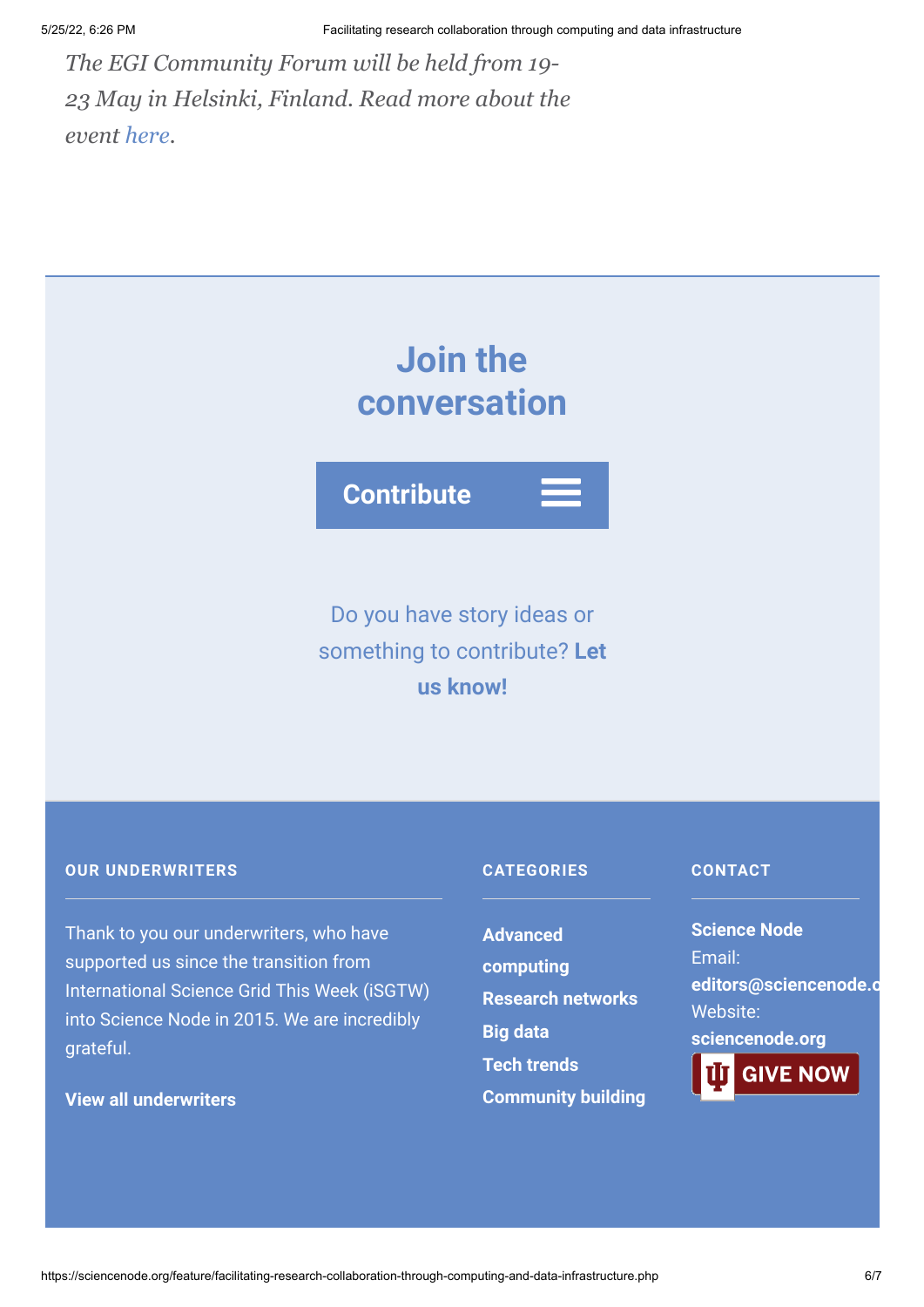*The EGI Community Forum will be held from 19-23 May in Helsinki, Finland. Read more about the event here.*

## Join the conversation

**Contribute**

Do you have story ideas or something to contribute? **Let us know!**

### OUR UNDERWRITERS

Thank to you our underwriters, who have supported us since the transition from International Science Grid This Week (iSGTW) into Science Node in 2015. We are incredibly grateful.

**View all underwriters**

### CATEGORIES

- **Advanced computing**
- **Research networks**
- **Big data**
- **Tech trends**
- **Community building**

### CONTACT

**Science Node**
Email:
**editors@sciencenode.o**
Website:
**sciencenode.org**

GIVE NOW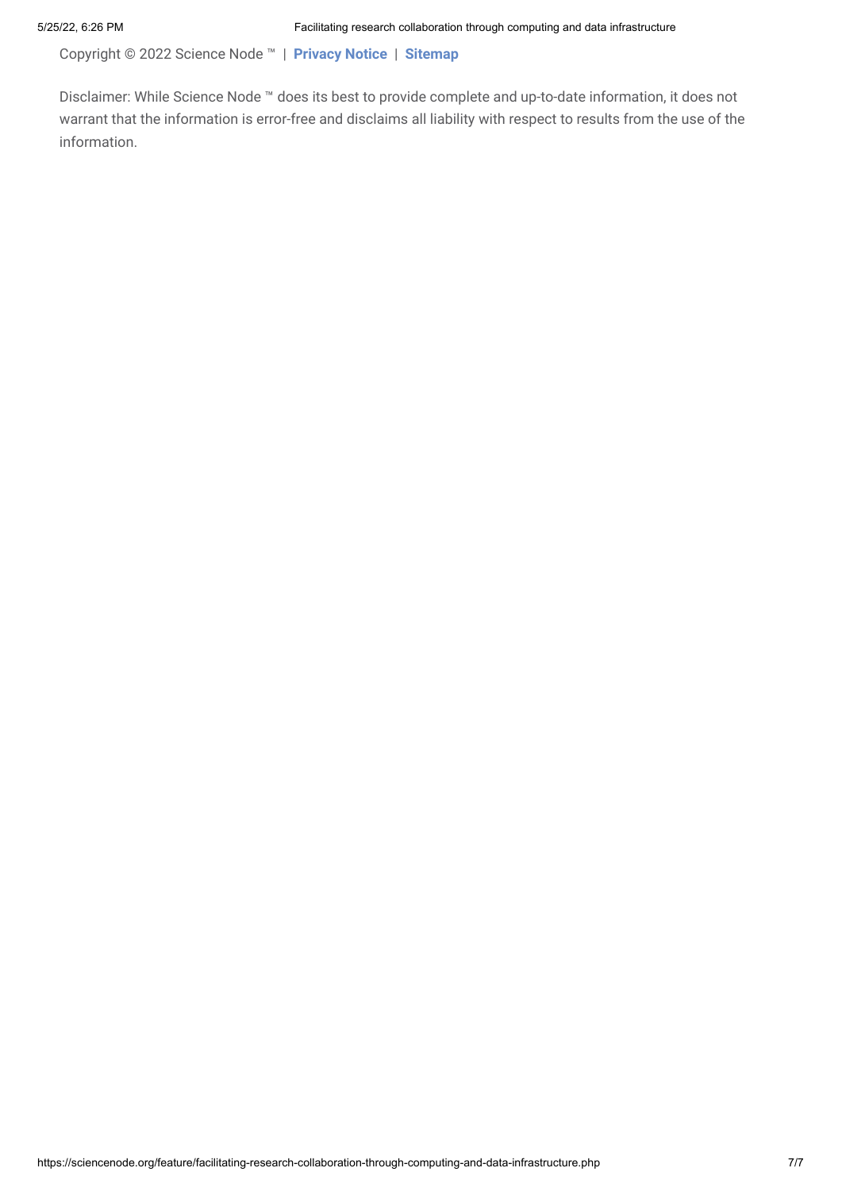Copyright © 2022 Science Node ™ | **Privacy Notice** | **Sitemap**

Disclaimer: While Science Node ™ does its best to provide complete and up-to-date information, it does not warrant that the information is error-free and disclaims all liability with respect to results from the use of the information.